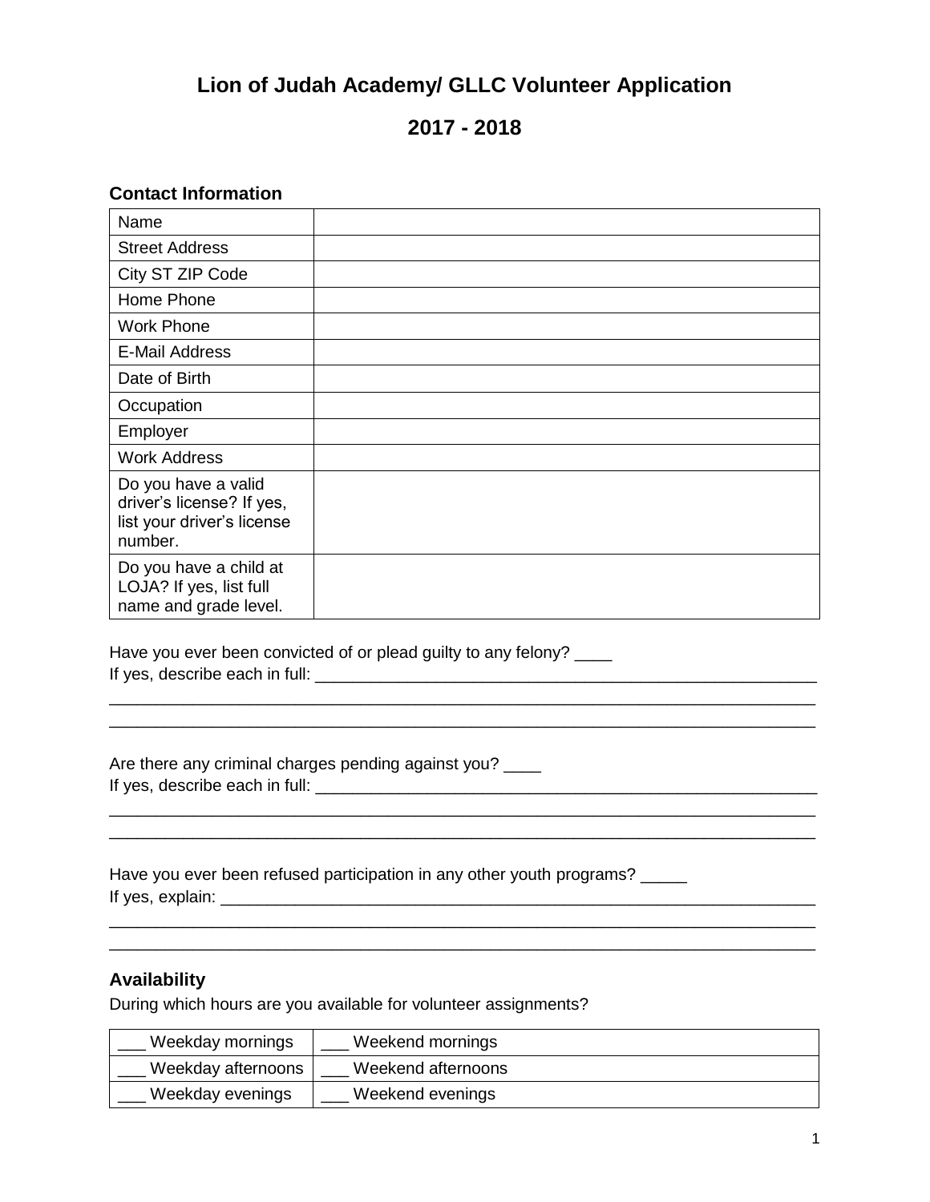# Lion of Judah Academy/ GLLC Volunteer Application

## 2017 - 2018

### Contact Information

| | |
|---|---|
| Name | |
| Street Address | |
| City ST ZIP Code | |
| Home Phone | |
| Work Phone | |
| E-Mail Address | |
| Date of Birth | |
| Occupation | |
| Employer | |
| Work Address | |
| Do you have a valid driver's license? If yes, list your driver's license number. | |
| Do you have a child at LOJA? If yes, list full name and grade level. | |

Have you ever been convicted of or plead guilty to any felony? ____
If yes, describe each in full: ________________________________________________________
_____________________________________________________________________________
_____________________________________________________________________________

Are there any criminal charges pending against you? ____
If yes, describe each in full: ________________________________________________________
_____________________________________________________________________________
_____________________________________________________________________________

Have you ever been refused participation in any other youth programs? _____
If yes, explain: ________________________________________________________________
_____________________________________________________________________________
_____________________________________________________________________________

### Availability

During which hours are you available for volunteer assignments?

| | |
|---|---|
| ___ Weekday mornings | ___ Weekend mornings |
| ___ Weekday afternoons | ___ Weekend afternoons |
| ___ Weekday evenings | ___ Weekend evenings |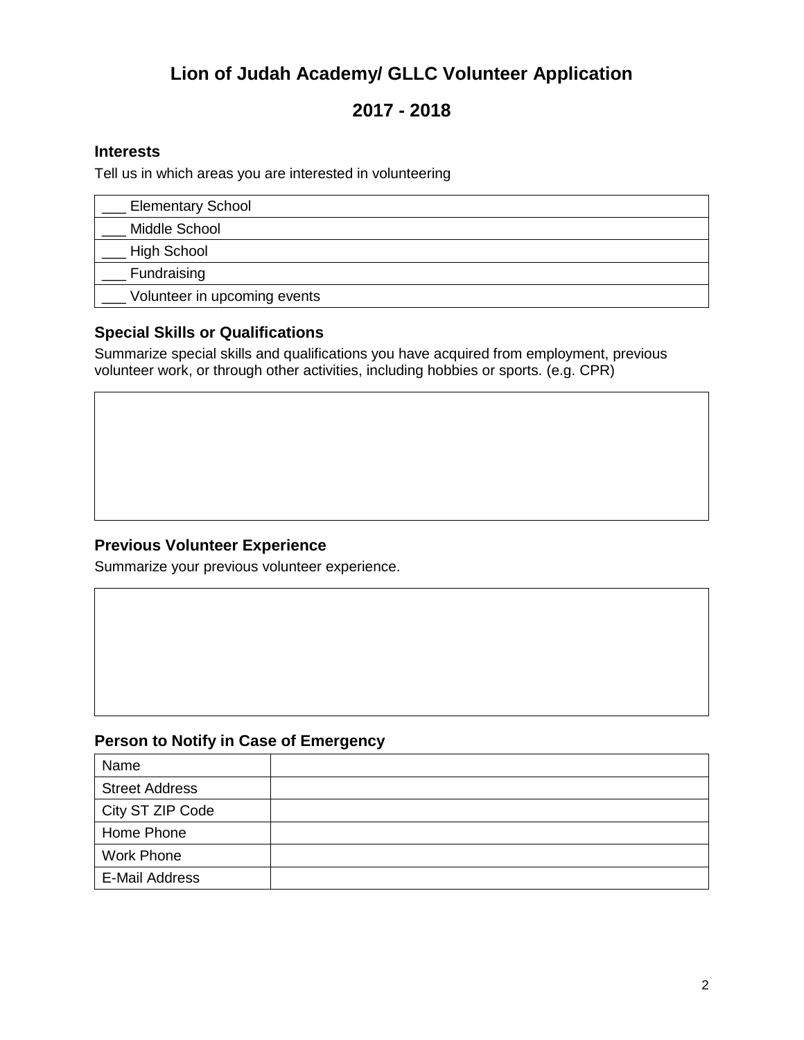# Lion of Judah Academy/ GLLC Volunteer Application

## 2017 - 2018

### Interests

Tell us in which areas you are interested in volunteering

| ___ Elementary School |
|---|
| ___ Middle School |
| ___ High School |
| ___ Fundraising |
| ___ Volunteer in upcoming events |

### Special Skills or Qualifications

Summarize special skills and qualifications you have acquired from employment, previous volunteer work, or through other activities, including hobbies or sports. (e.g. CPR)

| |
|---|
| |

### Previous Volunteer Experience

Summarize your previous volunteer experience.

| |
|---|
| |

### Person to Notify in Case of Emergency

| Name | |
|---|---|
| Street Address | |
| City ST ZIP Code | |
| Home Phone | |
| Work Phone | |
| E-Mail Address | |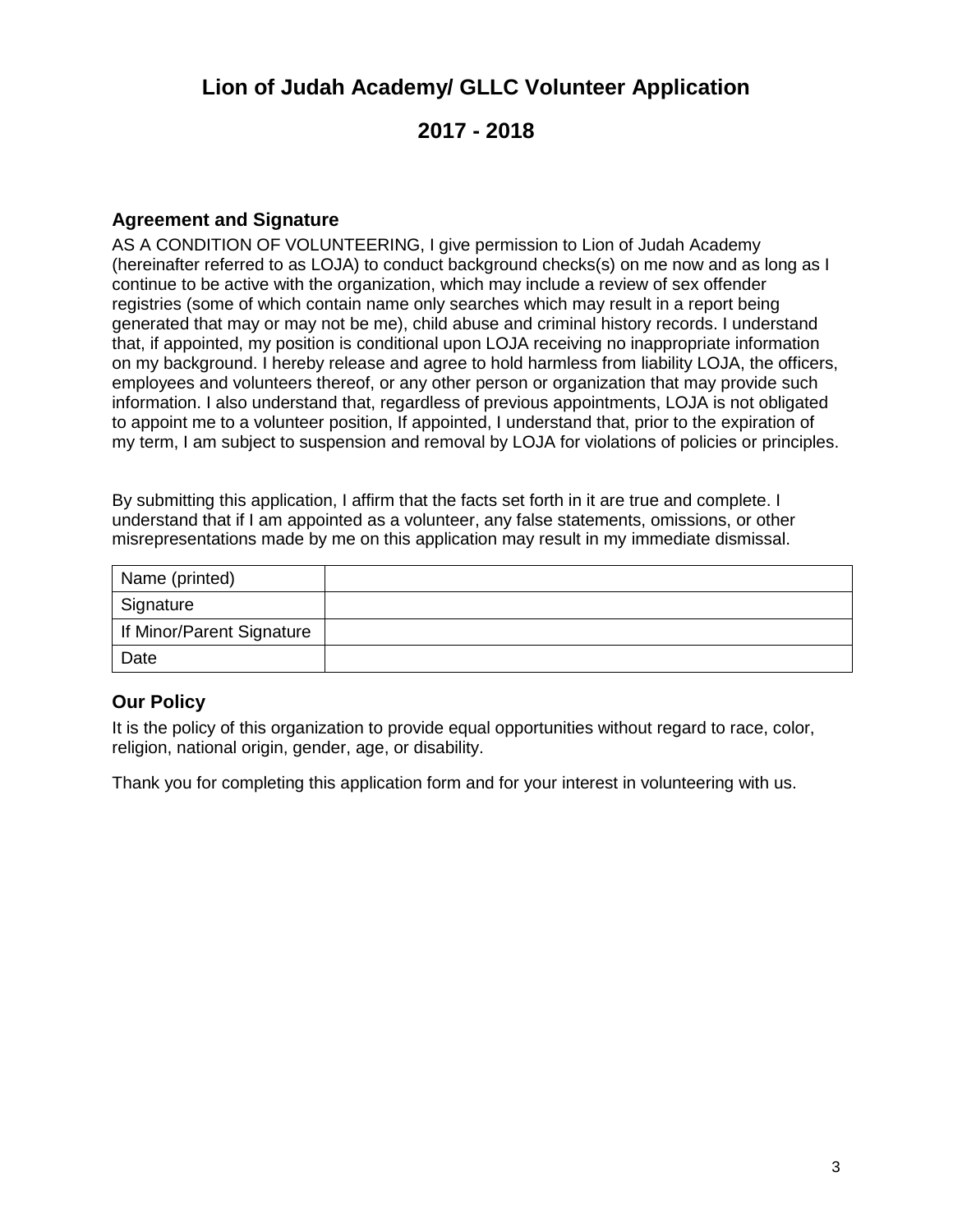# Lion of Judah Academy/ GLLC Volunteer Application

# 2017 - 2018

### Agreement and Signature

AS A CONDITION OF VOLUNTEERING, I give permission to Lion of Judah Academy (hereinafter referred to as LOJA) to conduct background checks(s) on me now and as long as I continue to be active with the organization, which may include a review of sex offender registries (some of which contain name only searches which may result in a report being generated that may or may not be me), child abuse and criminal history records. I understand that, if appointed, my position is conditional upon LOJA receiving no inappropriate information on my background. I hereby release and agree to hold harmless from liability LOJA, the officers, employees and volunteers thereof, or any other person or organization that may provide such information. I also understand that, regardless of previous appointments, LOJA is not obligated to appoint me to a volunteer position, If appointed, I understand that, prior to the expiration of my term, I am subject to suspension and removal by LOJA for violations of policies or principles.

By submitting this application, I affirm that the facts set forth in it are true and complete. I understand that if I am appointed as a volunteer, any false statements, omissions, or other misrepresentations made by me on this application may result in my immediate dismissal.

| | |
|---|---|
| Name (printed) | |
| Signature | |
| If Minor/Parent Signature | |
| Date | |

### Our Policy

It is the policy of this organization to provide equal opportunities without regard to race, color, religion, national origin, gender, age, or disability.

Thank you for completing this application form and for your interest in volunteering with us.